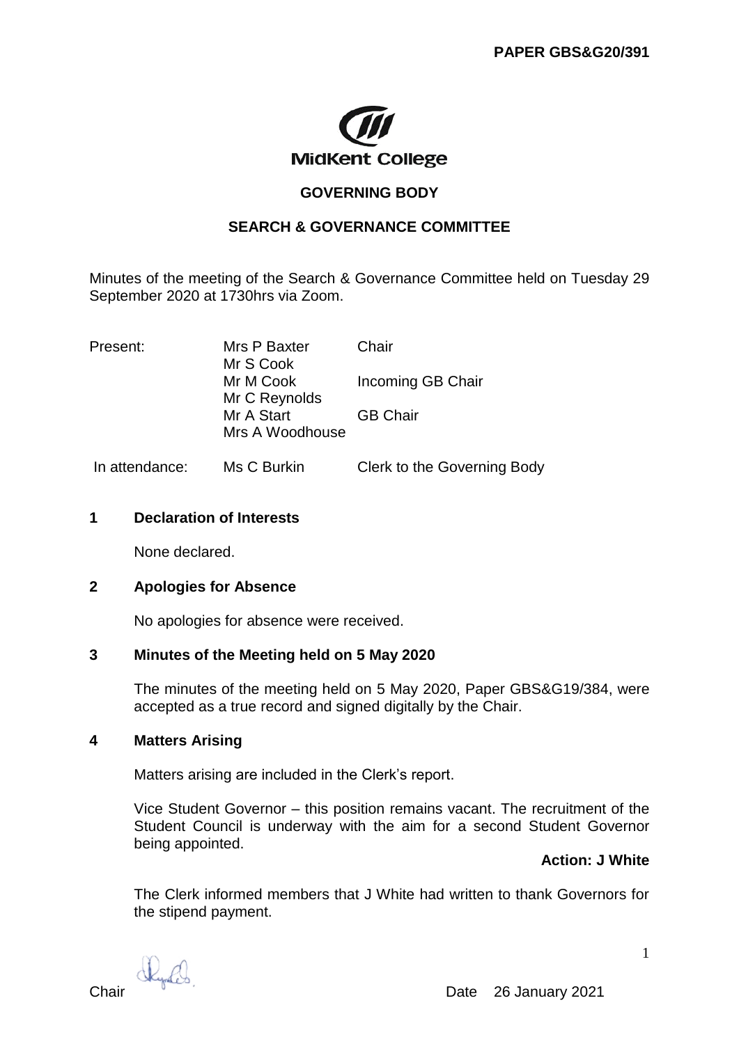PAPER GBS&G20/391

MidKent College

**GOVERNING BODY**

**SEARCH & GOVERNANCE COMMITTEE**

Minutes of the meeting of the Search & Governance Committee held on Tuesday 29 September 2020 at 1730hrs via Zoom.

| | | |
|---|---|---|
| Present: | Mrs P Baxter | Chair |
| | Mr S Cook | |
| | Mr M Cook | Incoming GB Chair |
| | Mr C Reynolds | |
| | Mr A Start | GB Chair |
| | Mrs A Woodhouse | |
| In attendance: | Ms C Burkin | Clerk to the Governing Body |

## 1 Declaration of Interests

None declared.

## 2 Apologies for Absence

No apologies for absence were received.

## 3 Minutes of the Meeting held on 5 May 2020

The minutes of the meeting held on 5 May 2020, Paper GBS&G19/384, were accepted as a true record and signed digitally by the Chair.

## 4 Matters Arising

Matters arising are included in the Clerk's report.

Vice Student Governor – this position remains vacant. The recruitment of the Student Council is underway with the aim for a second Student Governor being appointed.

**Action: J White**

The Clerk informed members that J White had written to thank Governors for the stipend payment.

Chair Date 26 January 2021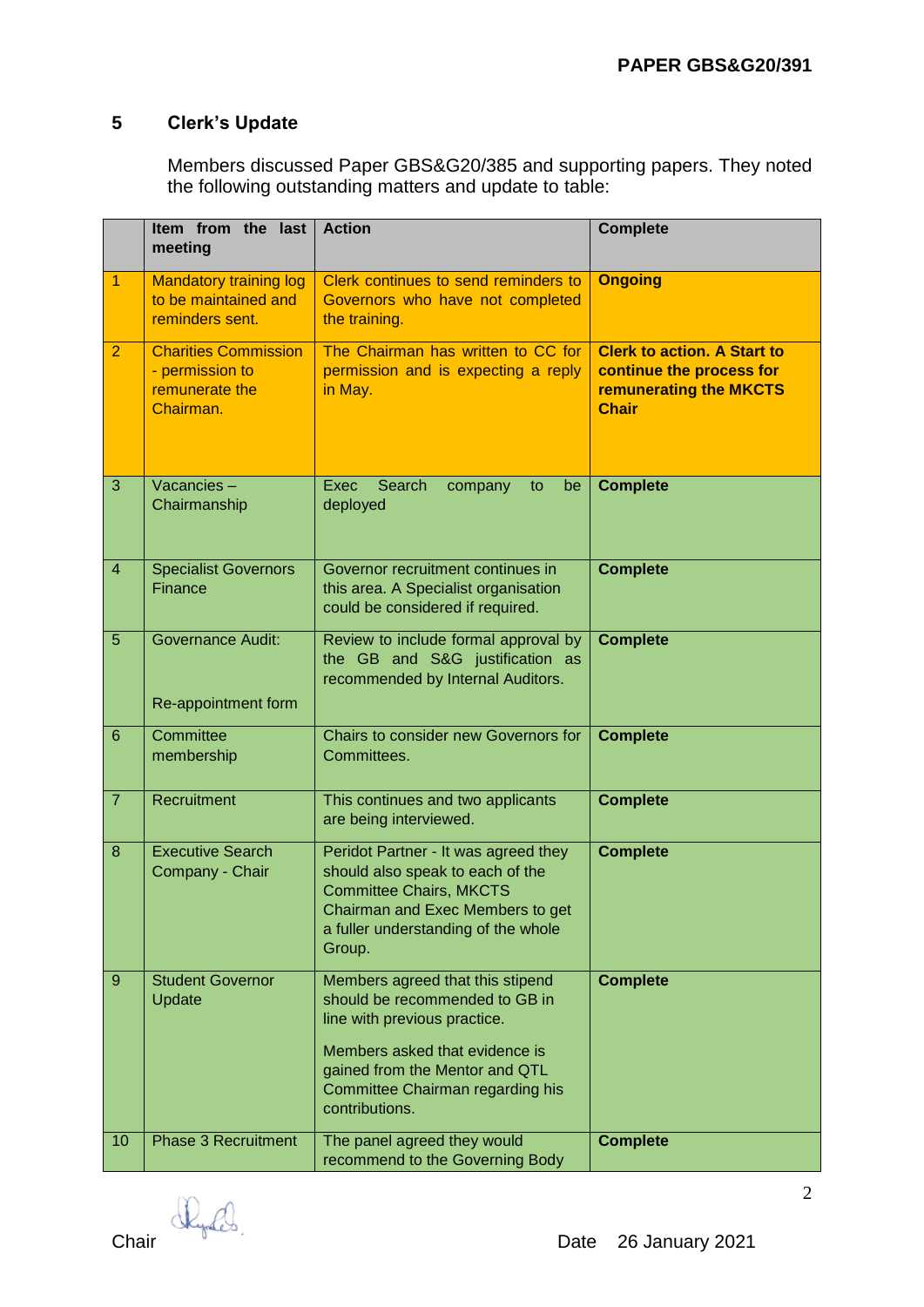**PAPER GBS&G20/391**

## 5 Clerk's Update

Members discussed Paper GBS&G20/385 and supporting papers. They noted the following outstanding matters and update to table:

| | Item from the last meeting | Action | Complete |
|---|---|---|---|
| 1 | Mandatory training log to be maintained and reminders sent. | Clerk continues to send reminders to Governors who have not completed the training. | **Ongoing** |
| 2 | Charities Commission - permission to remunerate the Chairman. | The Chairman has written to CC for permission and is expecting a reply in May. | **Clerk to action. A Start to continue the process for remunerating the MKCTS Chair** |
| 3 | Vacancies – Chairmanship | Exec Search company to be deployed | **Complete** |
| 4 | Specialist Governors Finance | Governor recruitment continues in this area. A Specialist organisation could be considered if required. | **Complete** |
| 5 | Governance Audit:<br><br>Re-appointment form | Review to include formal approval by the GB and S&G justification as recommended by Internal Auditors. | **Complete** |
| 6 | Committee membership | Chairs to consider new Governors for Committees. | **Complete** |
| 7 | Recruitment | This continues and two applicants are being interviewed. | **Complete** |
| 8 | Executive Search Company - Chair | Peridot Partner - It was agreed they should also speak to each of the Committee Chairs, MKCTS Chairman and Exec Members to get a fuller understanding of the whole Group. | **Complete** |
| 9 | Student Governor Update | Members agreed that this stipend should be recommended to GB in line with previous practice.<br><br>Members asked that evidence is gained from the Mentor and QTL Committee Chairman regarding his contributions. | **Complete** |
| 10 | Phase 3 Recruitment | The panel agreed they would recommend to the Governing Body | **Complete** |

Chair Date 26 January 2021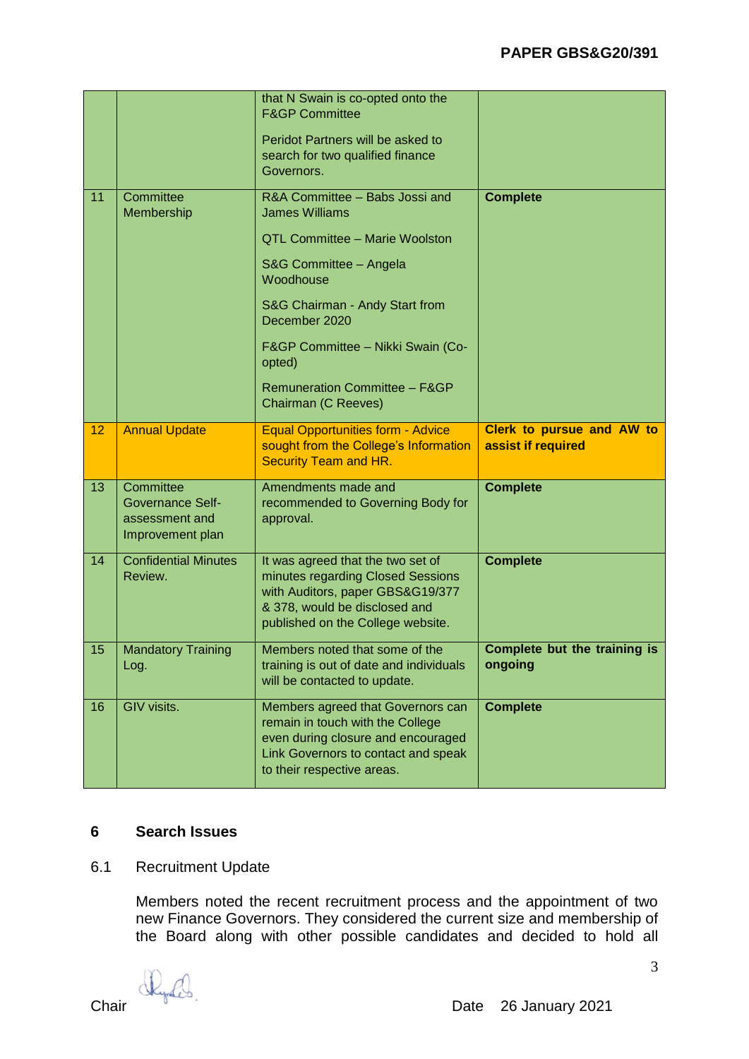| | | | |
|---|---|---|---|
| | | that N Swain is co-opted onto the F&GP Committee<br><br>Peridot Partners will be asked to search for two qualified finance Governors. | |
| 11 | Committee Membership | R&A Committee – Babs Jossi and James Williams<br><br>QTL Committee – Marie Woolston<br><br>S&G Committee – Angela Woodhouse<br><br>S&G Chairman - Andy Start from December 2020<br><br>F&GP Committee – Nikki Swain (Co-opted)<br><br>Remuneration Committee – F&GP Chairman (C Reeves) | **Complete** |
| 12 | Annual Update | Equal Opportunities form - Advice sought from the College's Information Security Team and HR. | **Clerk to pursue and AW to assist if required** |
| 13 | Committee Governance Self-assessment and Improvement plan | Amendments made and recommended to Governing Body for approval. | **Complete** |
| 14 | Confidential Minutes Review. | It was agreed that the two set of minutes regarding Closed Sessions with Auditors, paper GBS&G19/377 & 378, would be disclosed and published on the College website. | **Complete** |
| 15 | Mandatory Training Log. | Members noted that some of the training is out of date and individuals will be contacted to update. | **Complete but the training is ongoing** |
| 16 | GIV visits. | Members agreed that Governors can remain in touch with the College even during closure and encouraged Link Governors to contact and speak to their respective areas. | **Complete** |

## 6 Search Issues

6.1 Recruitment Update

Members noted the recent recruitment process and the appointment of two new Finance Governors. They considered the current size and membership of the Board along with other possible candidates and decided to hold all

Chair

Date 26 January 2021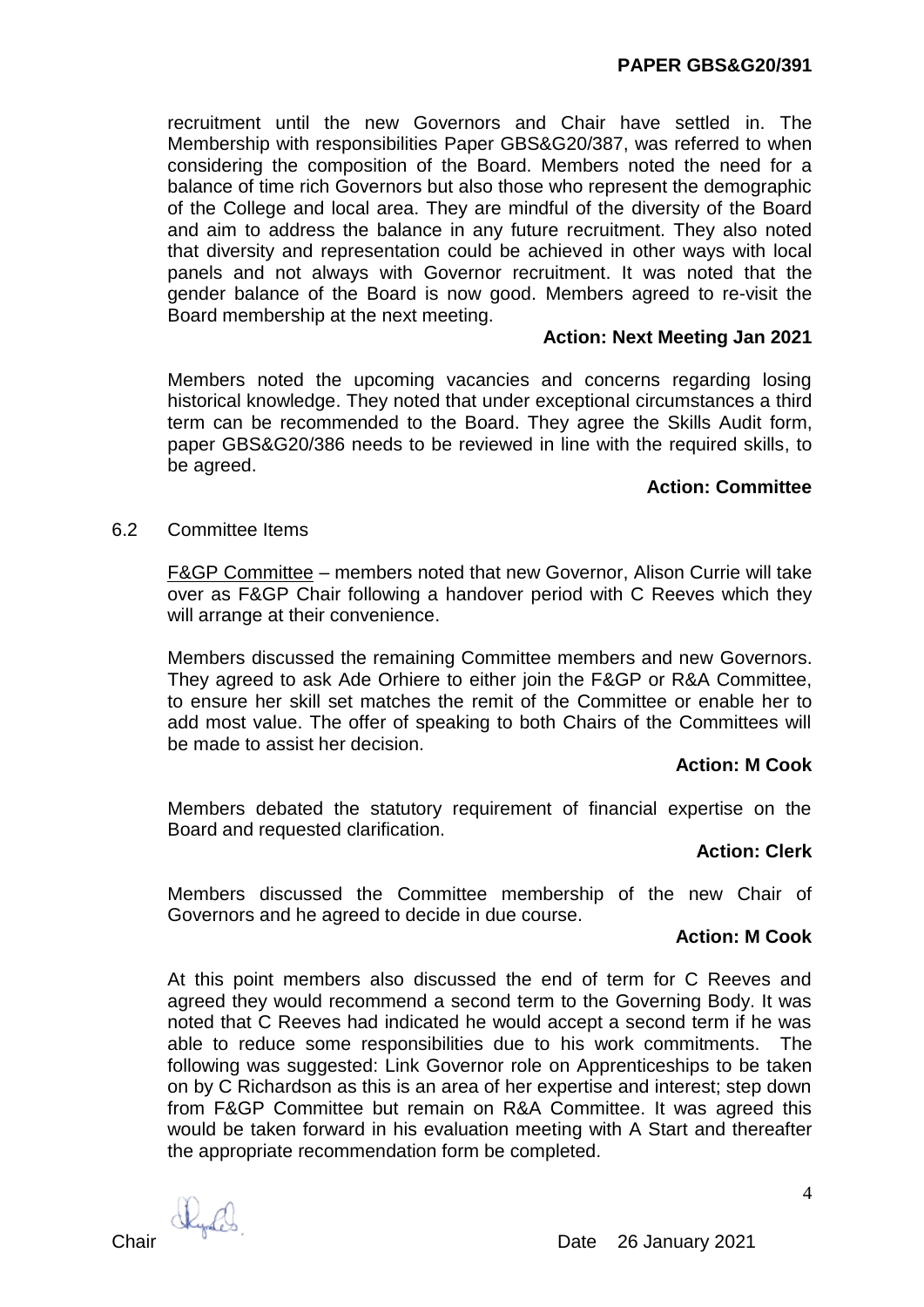recruitment until the new Governors and Chair have settled in. The Membership with responsibilities Paper GBS&G20/387, was referred to when considering the composition of the Board. Members noted the need for a balance of time rich Governors but also those who represent the demographic of the College and local area. They are mindful of the diversity of the Board and aim to address the balance in any future recruitment. They also noted that diversity and representation could be achieved in other ways with local panels and not always with Governor recruitment. It was noted that the gender balance of the Board is now good. Members agreed to re-visit the Board membership at the next meeting.

**Action: Next Meeting Jan 2021**

Members noted the upcoming vacancies and concerns regarding losing historical knowledge. They noted that under exceptional circumstances a third term can be recommended to the Board. They agree the Skills Audit form, paper GBS&G20/386 needs to be reviewed in line with the required skills, to be agreed.

**Action: Committee**

6.2 Committee Items

F&GP Committee – members noted that new Governor, Alison Currie will take over as F&GP Chair following a handover period with C Reeves which they will arrange at their convenience.

Members discussed the remaining Committee members and new Governors. They agreed to ask Ade Orhiere to either join the F&GP or R&A Committee, to ensure her skill set matches the remit of the Committee or enable her to add most value. The offer of speaking to both Chairs of the Committees will be made to assist her decision.

**Action: M Cook**

Members debated the statutory requirement of financial expertise on the Board and requested clarification.

**Action: Clerk**

Members discussed the Committee membership of the new Chair of Governors and he agreed to decide in due course.

**Action: M Cook**

At this point members also discussed the end of term for C Reeves and agreed they would recommend a second term to the Governing Body. It was noted that C Reeves had indicated he would accept a second term if he was able to reduce some responsibilities due to his work commitments. The following was suggested: Link Governor role on Apprenticeships to be taken on by C Richardson as this is an area of her expertise and interest; step down from F&GP Committee but remain on R&A Committee. It was agreed this would be taken forward in his evaluation meeting with A Start and thereafter the appropriate recommendation form be completed.

Chair Date 26 January 2021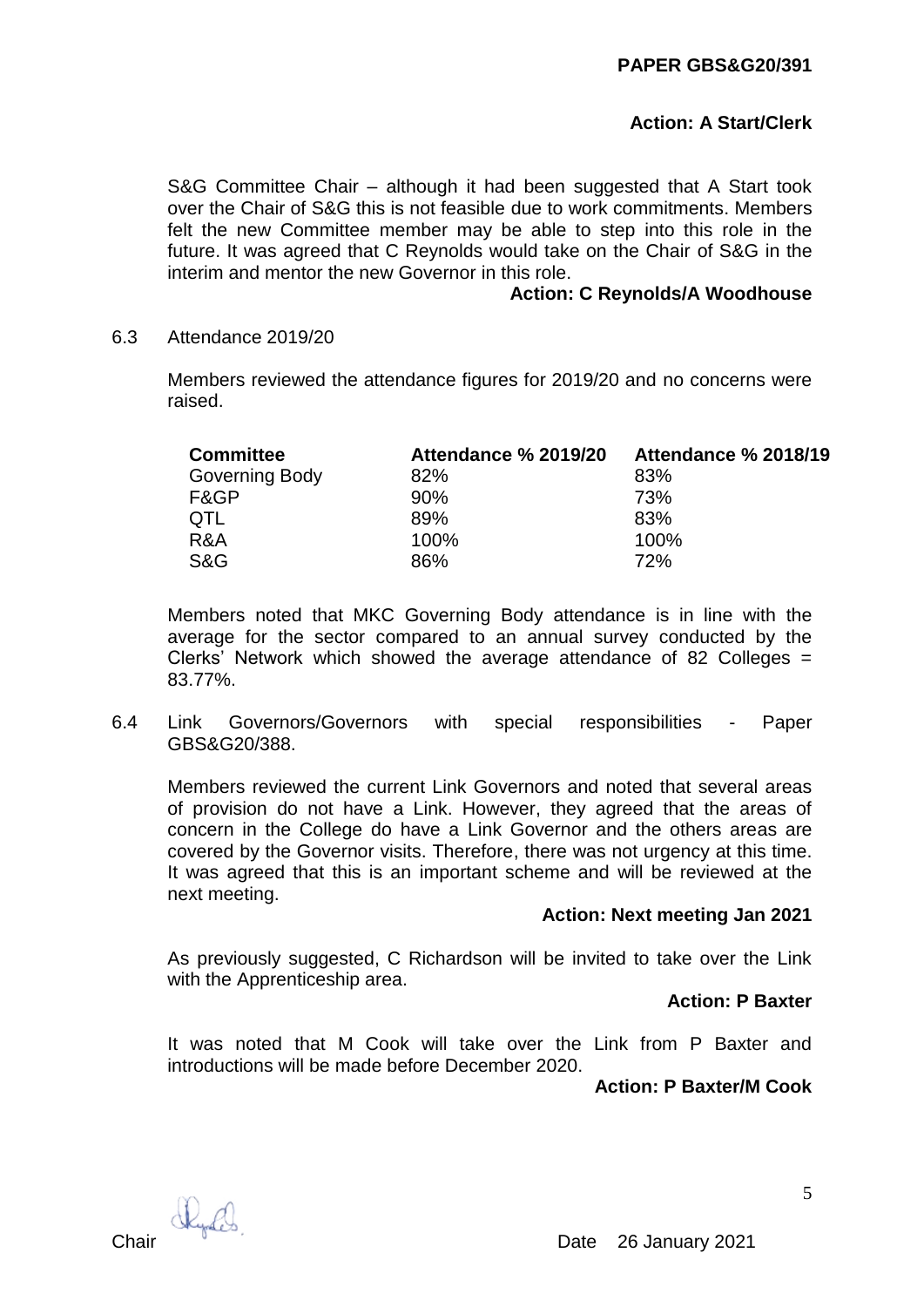**Action: A Start/Clerk**

S&G Committee Chair – although it had been suggested that A Start took over the Chair of S&G this is not feasible due to work commitments. Members felt the new Committee member may be able to step into this role in the future. It was agreed that C Reynolds would take on the Chair of S&G in the interim and mentor the new Governor in this role.

**Action: C Reynolds/A Woodhouse**

6.3 Attendance 2019/20

Members reviewed the attendance figures for 2019/20 and no concerns were raised.

| Committee | Attendance % 2019/20 | Attendance % 2018/19 |
|---|---|---|
| Governing Body | 82% | 83% |
| F&GP | 90% | 73% |
| QTL | 89% | 83% |
| R&A | 100% | 100% |
| S&G | 86% | 72% |

Members noted that MKC Governing Body attendance is in line with the average for the sector compared to an annual survey conducted by the Clerks' Network which showed the average attendance of 82 Colleges = 83.77%.

6.4 Link Governors/Governors with special responsibilities - Paper GBS&G20/388.

Members reviewed the current Link Governors and noted that several areas of provision do not have a Link. However, they agreed that the areas of concern in the College do have a Link Governor and the others areas are covered by the Governor visits. Therefore, there was not urgency at this time. It was agreed that this is an important scheme and will be reviewed at the next meeting.

**Action: Next meeting Jan 2021**

As previously suggested, C Richardson will be invited to take over the Link with the Apprenticeship area.

**Action: P Baxter**

It was noted that M Cook will take over the Link from P Baxter and introductions will be made before December 2020.

**Action: P Baxter/M Cook**

Chair Date 26 January 2021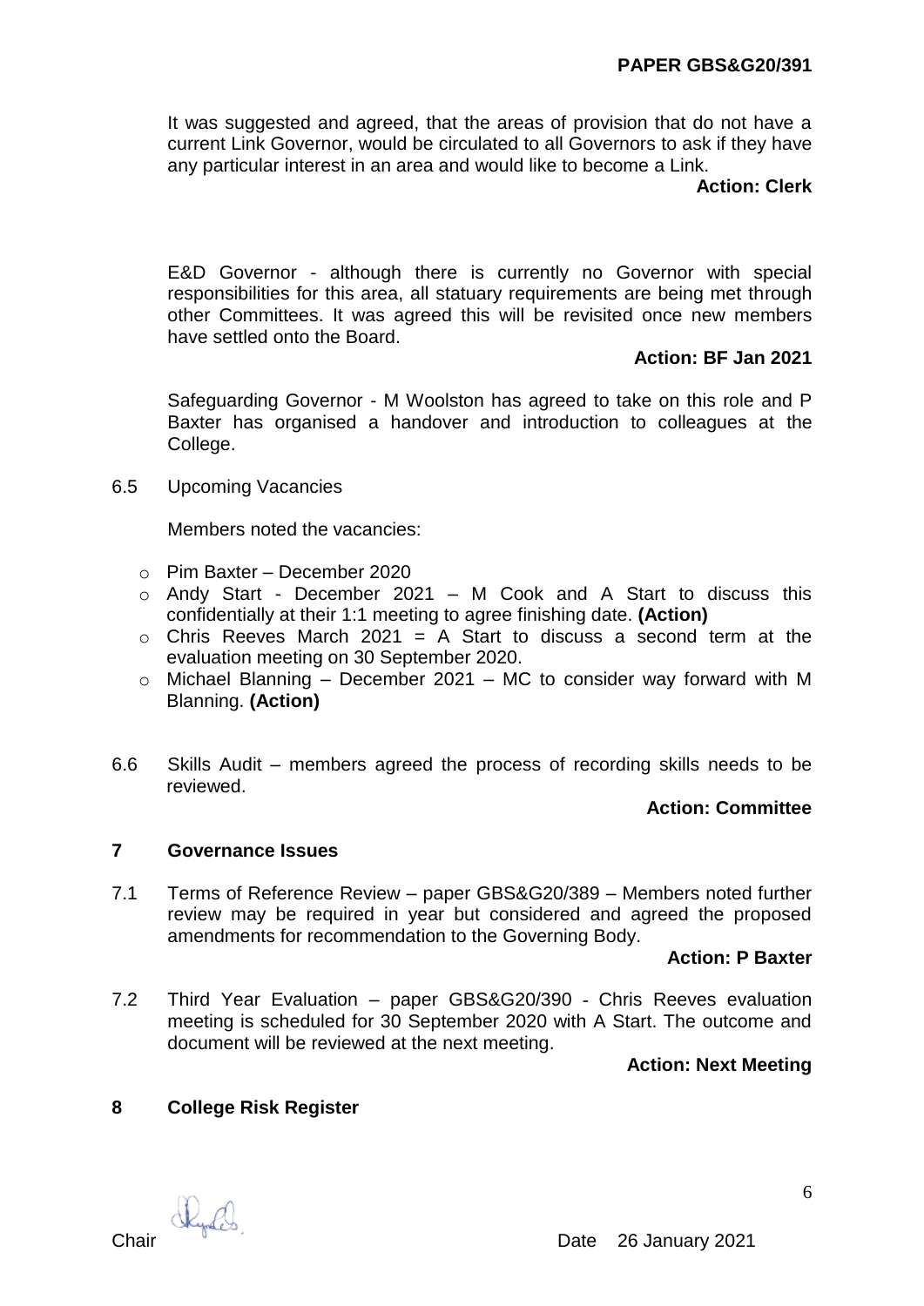It was suggested and agreed, that the areas of provision that do not have a current Link Governor, would be circulated to all Governors to ask if they have any particular interest in an area and would like to become a Link.

**Action: Clerk**

E&D Governor - although there is currently no Governor with special responsibilities for this area, all statuary requirements are being met through other Committees. It was agreed this will be revisited once new members have settled onto the Board.

**Action: BF Jan 2021**

Safeguarding Governor - M Woolston has agreed to take on this role and P Baxter has organised a handover and introduction to colleagues at the College.

6.5 Upcoming Vacancies

Members noted the vacancies:

- Pim Baxter – December 2020
- Andy Start - December 2021 – M Cook and A Start to discuss this confidentially at their 1:1 meeting to agree finishing date. **(Action)**
- Chris Reeves March 2021 = A Start to discuss a second term at the evaluation meeting on 30 September 2020.
- Michael Blanning – December 2021 – MC to consider way forward with M Blanning. **(Action)**

6.6 Skills Audit – members agreed the process of recording skills needs to be reviewed.

**Action: Committee**

## 7 Governance Issues

7.1 Terms of Reference Review – paper GBS&G20/389 – Members noted further review may be required in year but considered and agreed the proposed amendments for recommendation to the Governing Body.

**Action: P Baxter**

7.2 Third Year Evaluation – paper GBS&G20/390 - Chris Reeves evaluation meeting is scheduled for 30 September 2020 with A Start. The outcome and document will be reviewed at the next meeting.

**Action: Next Meeting**

## 8 College Risk Register

Chair Date 26 January 2021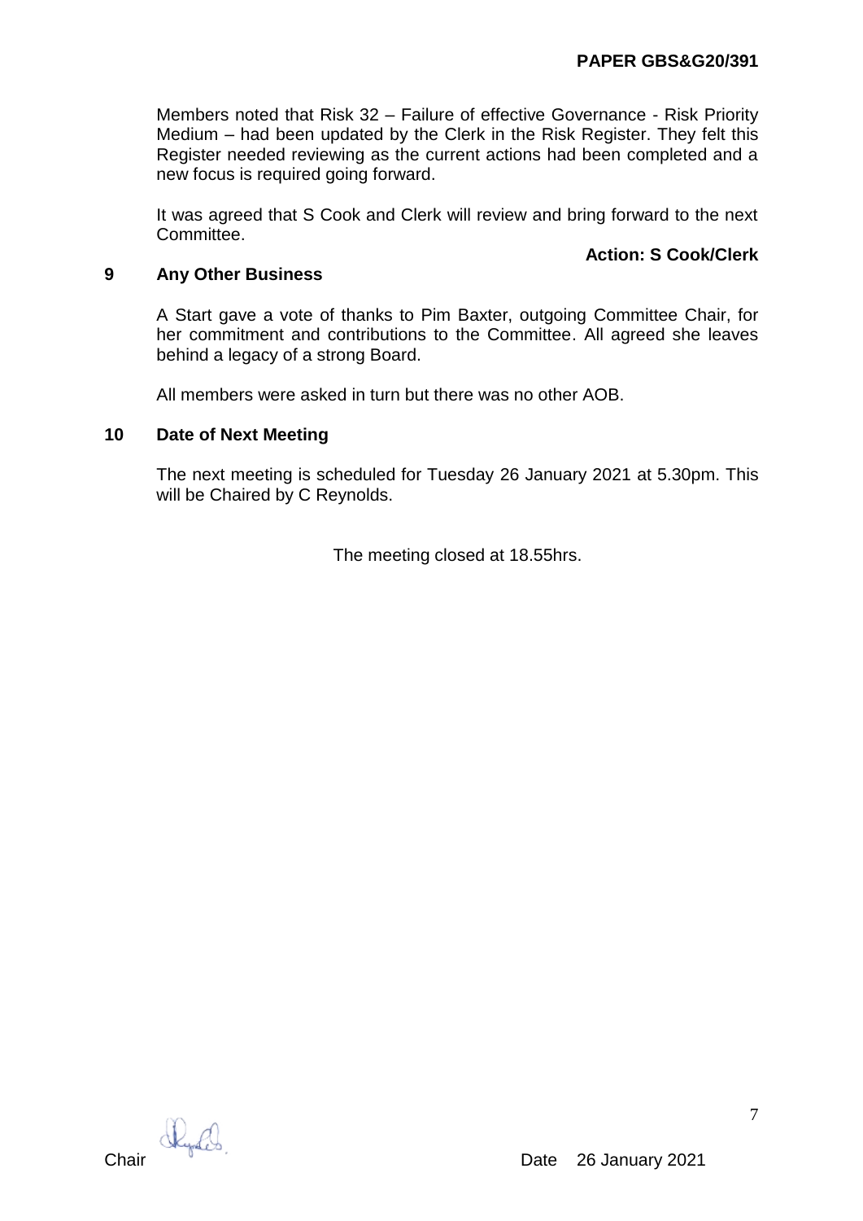Members noted that Risk 32 – Failure of effective Governance - Risk Priority Medium – had been updated by the Clerk in the Risk Register. They felt this Register needed reviewing as the current actions had been completed and a new focus is required going forward.

It was agreed that S Cook and Clerk will review and bring forward to the next Committee.

**Action: S Cook/Clerk**

## 9 Any Other Business

A Start gave a vote of thanks to Pim Baxter, outgoing Committee Chair, for her commitment and contributions to the Committee. All agreed she leaves behind a legacy of a strong Board.

All members were asked in turn but there was no other AOB.

## 10 Date of Next Meeting

The next meeting is scheduled for Tuesday 26 January 2021 at 5.30pm. This will be Chaired by C Reynolds.

The meeting closed at 18.55hrs.

Chair

Date 26 January 2021